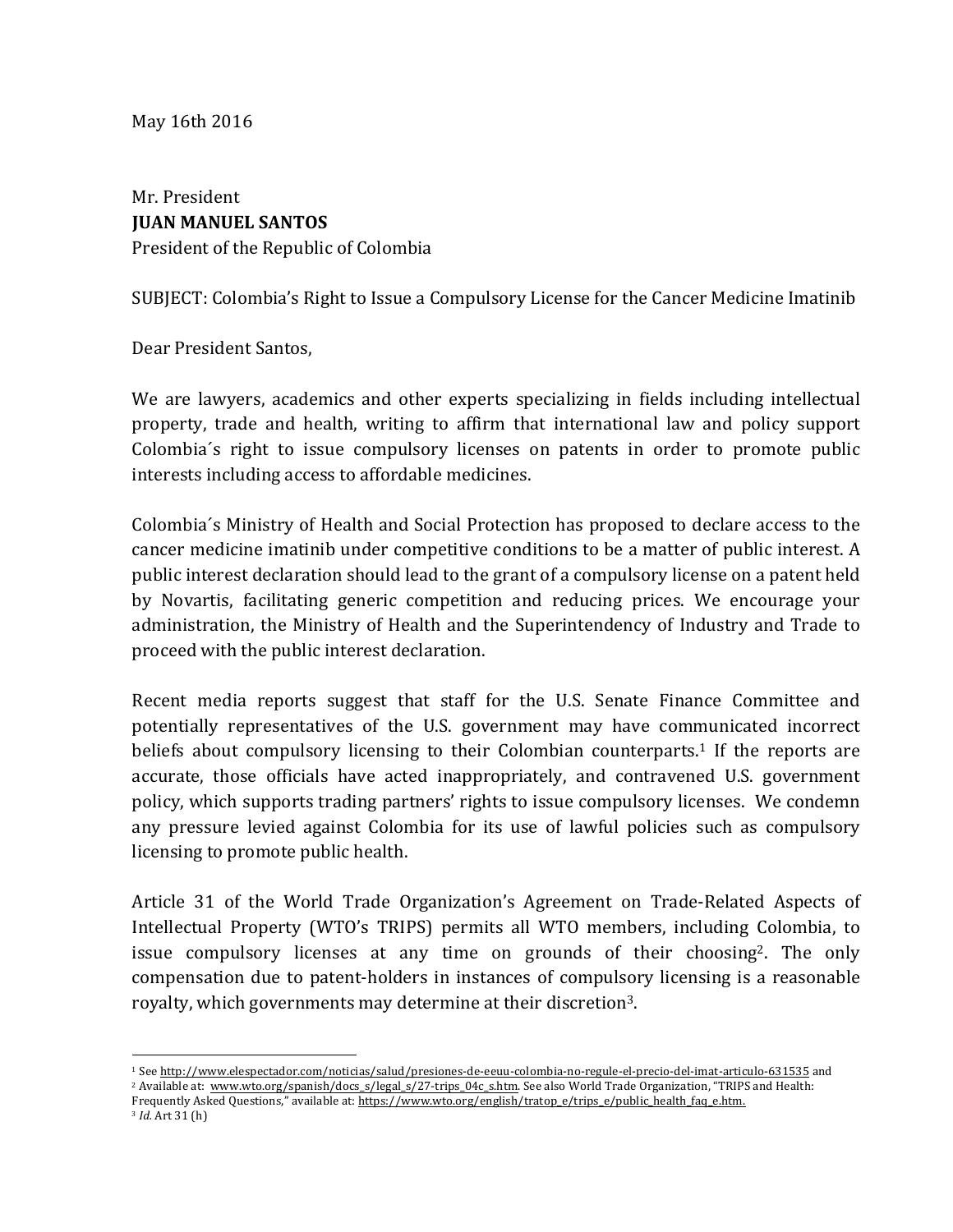May 16th 2016

Mr. President
**JUAN MANUEL SANTOS**
President of the Republic of Colombia

SUBJECT: Colombia's Right to Issue a Compulsory License for the Cancer Medicine Imatinib

Dear President Santos,

We are lawyers, academics and other experts specializing in fields including intellectual property, trade and health, writing to affirm that international law and policy support Colombia´s right to issue compulsory licenses on patents in order to promote public interests including access to affordable medicines.

Colombia´s Ministry of Health and Social Protection has proposed to declare access to the cancer medicine imatinib under competitive conditions to be a matter of public interest. A public interest declaration should lead to the grant of a compulsory license on a patent held by Novartis, facilitating generic competition and reducing prices. We encourage your administration, the Ministry of Health and the Superintendency of Industry and Trade to proceed with the public interest declaration.

Recent media reports suggest that staff for the U.S. Senate Finance Committee and potentially representatives of the U.S. government may have communicated incorrect beliefs about compulsory licensing to their Colombian counterparts.[1] If the reports are accurate, those officials have acted inappropriately, and contravened U.S. government policy, which supports trading partners' rights to issue compulsory licenses. We condemn any pressure levied against Colombia for its use of lawful policies such as compulsory licensing to promote public health.

Article 31 of the World Trade Organization's Agreement on Trade-Related Aspects of Intellectual Property (WTO's TRIPS) permits all WTO members, including Colombia, to issue compulsory licenses at any time on grounds of their choosing[2]. The only compensation due to patent-holders in instances of compulsory licensing is a reasonable royalty, which governments may determine at their discretion[3].

---

[1] See http://www.elespectador.com/noticias/salud/presiones-de-eeuu-colombia-no-regule-el-precio-del-imat-articulo-631535 and

[2] Available at: www.wto.org/spanish/docs_s/legal_s/27-trips_04c_s.htm. See also World Trade Organization, "TRIPS and Health: Frequently Asked Questions," available at: https://www.wto.org/english/tratop_e/trips_e/public_health_faq_e.htm.

[3] *Id.* Art 31 (h)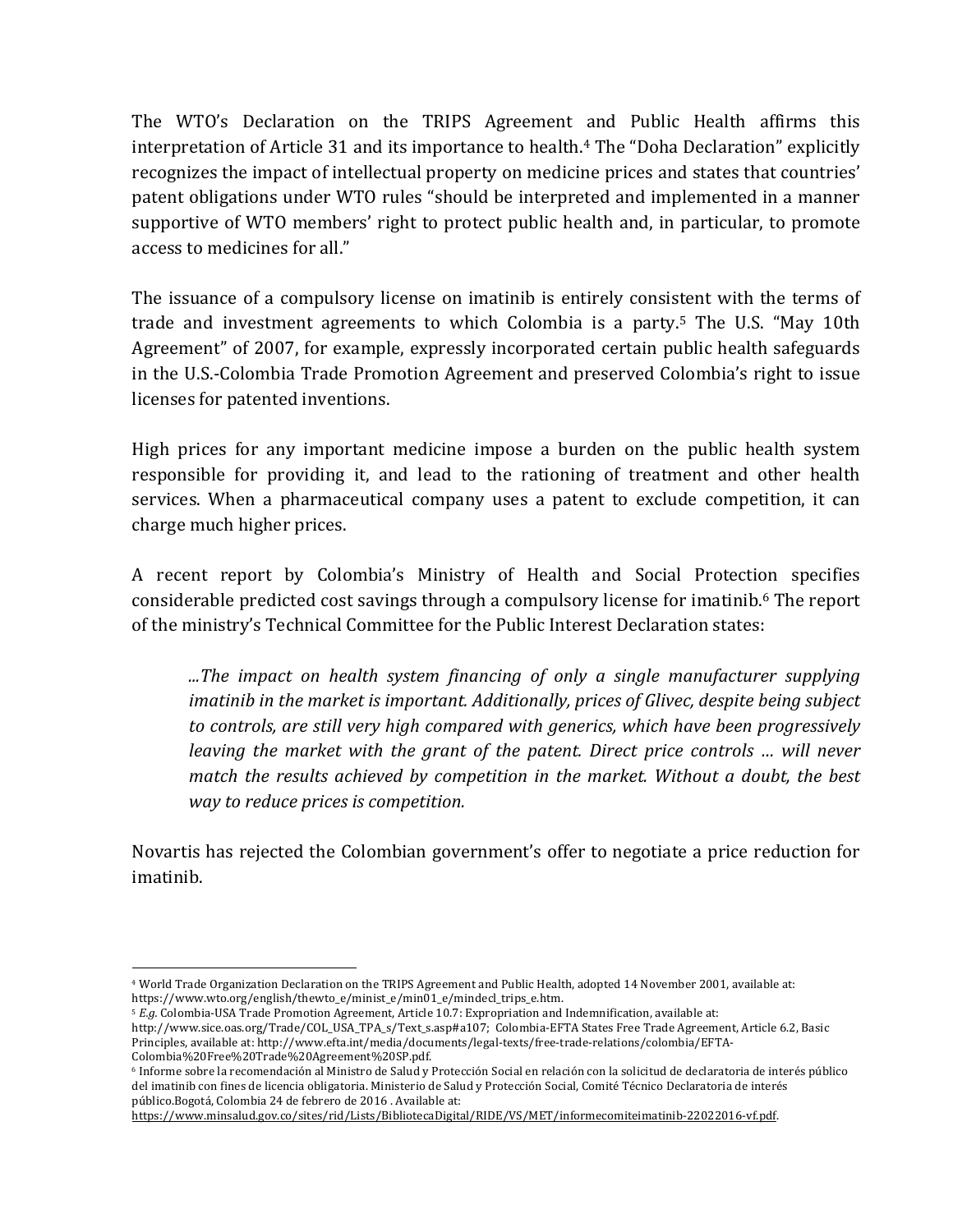The WTO's Declaration on the TRIPS Agreement and Public Health affirms this interpretation of Article 31 and its importance to health.[4] The "Doha Declaration" explicitly recognizes the impact of intellectual property on medicine prices and states that countries' patent obligations under WTO rules "should be interpreted and implemented in a manner supportive of WTO members' right to protect public health and, in particular, to promote access to medicines for all."

The issuance of a compulsory license on imatinib is entirely consistent with the terms of trade and investment agreements to which Colombia is a party.[5] The U.S. "May 10th Agreement" of 2007, for example, expressly incorporated certain public health safeguards in the U.S.-Colombia Trade Promotion Agreement and preserved Colombia's right to issue licenses for patented inventions.

High prices for any important medicine impose a burden on the public health system responsible for providing it, and lead to the rationing of treatment and other health services. When a pharmaceutical company uses a patent to exclude competition, it can charge much higher prices.

A recent report by Colombia's Ministry of Health and Social Protection specifies considerable predicted cost savings through a compulsory license for imatinib.[6] The report of the ministry's Technical Committee for the Public Interest Declaration states:

> *...The impact on health system financing of only a single manufacturer supplying imatinib in the market is important. Additionally, prices of Glivec, despite being subject to controls, are still very high compared with generics, which have been progressively leaving the market with the grant of the patent. Direct price controls … will never match the results achieved by competition in the market. Without a doubt, the best way to reduce prices is competition.*

Novartis has rejected the Colombian government's offer to negotiate a price reduction for imatinib.

---

[4] World Trade Organization Declaration on the TRIPS Agreement and Public Health, adopted 14 November 2001, available at: https://www.wto.org/english/thewto_e/minist_e/min01_e/mindecl_trips_e.htm.

[5] *E.g.* Colombia-USA Trade Promotion Agreement, Article 10.7: Expropriation and Indemnification, available at: http://www.sice.oas.org/Trade/COL_USA_TPA_s/Text_s.asp#a107; Colombia-EFTA States Free Trade Agreement, Article 6.2, Basic Principles, available at: http://www.efta.int/media/documents/legal-texts/free-trade-relations/colombia/EFTA-Colombia%20Free%20Trade%20Agreement%20SP.pdf.

[6] Informe sobre la recomendación al Ministro de Salud y Protección Social en relación con la solicitud de declaratoria de interés público del imatinib con fines de licencia obligatoria. Ministerio de Salud y Protección Social, Comité Técnico Declaratoria de interés público.Bogotá, Colombia 24 de febrero de 2016 . Available at: https://www.minsalud.gov.co/sites/rid/Lists/BibliotecaDigital/RIDE/VS/MET/informecomiteimatinib-22022016-vf.pdf.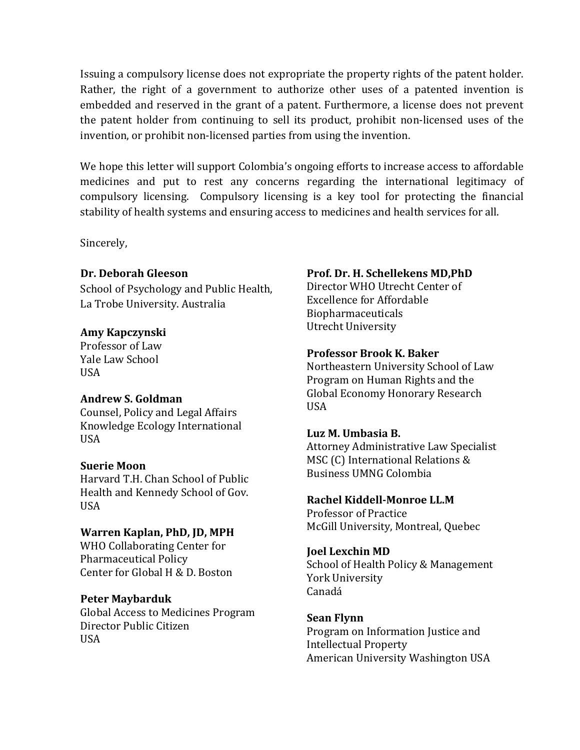Issuing a compulsory license does not expropriate the property rights of the patent holder. Rather, the right of a government to authorize other uses of a patented invention is embedded and reserved in the grant of a patent. Furthermore, a license does not prevent the patent holder from continuing to sell its product, prohibit non-licensed uses of the invention, or prohibit non-licensed parties from using the invention.

We hope this letter will support Colombia's ongoing efforts to increase access to affordable medicines and put to rest any concerns regarding the international legitimacy of compulsory licensing. Compulsory licensing is a key tool for protecting the financial stability of health systems and ensuring access to medicines and health services for all.

Sincerely,

**Dr. Deborah Gleeson**
School of Psychology and Public Health,
La Trobe University. Australia

**Amy Kapczynski**
Professor of Law
Yale Law School
USA

**Andrew S. Goldman**
Counsel, Policy and Legal Affairs
Knowledge Ecology International
USA

**Suerie Moon**
Harvard T.H. Chan School of Public Health and Kennedy School of Gov.
USA

**Warren Kaplan, PhD, JD, MPH**
WHO Collaborating Center for Pharmaceutical Policy
Center for Global H & D. Boston

**Peter Maybarduk**
Global Access to Medicines Program
Director Public Citizen
USA

**Prof. Dr. H. Schellekens MD,PhD**
Director WHO Utrecht Center of Excellence for Affordable Biopharmaceuticals
Utrecht University

**Professor Brook K. Baker**
Northeastern University School of Law
Program on Human Rights and the Global Economy Honorary Research
USA

**Luz M. Umbasia B.**
Attorney Administrative Law Specialist
MSC (C) International Relations & Business UMNG Colombia

**Rachel Kiddell-Monroe LL.M**
Professor of Practice
McGill University, Montreal, Quebec

**Joel Lexchin MD**
School of Health Policy & Management
York University
Canadá

**Sean Flynn**
Program on Information Justice and Intellectual Property
American University Washington USA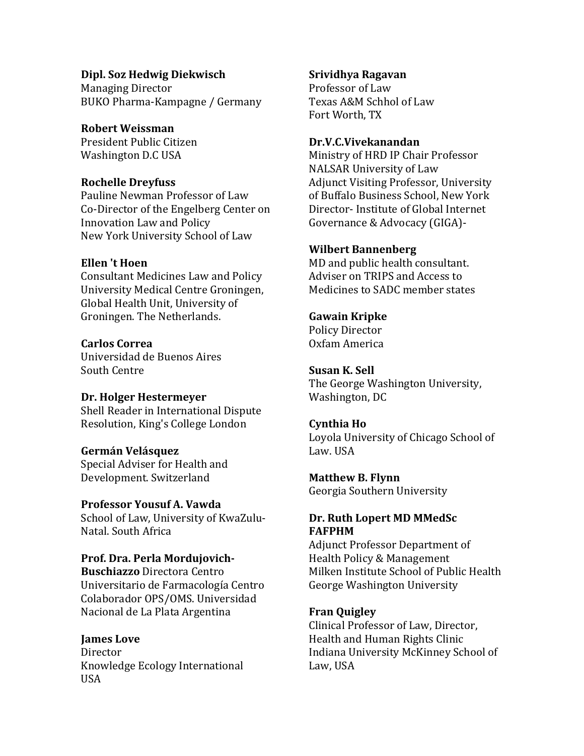**Dipl. Soz Hedwig Diekwisch**
Managing Director
BUKO Pharma-Kampagne / Germany

**Robert Weissman**
President Public Citizen
Washington D.C USA

**Rochelle Dreyfuss**
Pauline Newman Professor of Law
Co-Director of the Engelberg Center on Innovation Law and Policy
New York University School of Law

**Ellen 't Hoen**
Consultant Medicines Law and Policy
University Medical Centre Groningen, Global Health Unit, University of Groningen. The Netherlands.

**Carlos Correa**
Universidad de Buenos Aires
South Centre

**Dr. Holger Hestermeyer**
Shell Reader in International Dispute Resolution, King's College London

**Germán Velásquez**
Special Adviser for Health and Development. Switzerland

**Professor Yousuf A. Vawda**
School of Law, University of KwaZulu-Natal. South Africa

**Prof. Dra. Perla Mordujovich-Buschiazzo** Directora Centro Universitario de Farmacología Centro Colaborador OPS/OMS. Universidad Nacional de La Plata Argentina

**James Love**
Director
Knowledge Ecology International
USA

**Srividhya Ragavan**
Professor of Law
Texas A&M Schhol of Law
Fort Worth, TX

**Dr.V.C.Vivekanandan**
Ministry of HRD IP Chair Professor
NALSAR University of Law
Adjunct Visiting Professor, University of Buffalo Business School, New York
Director- Institute of Global Internet Governance & Advocacy (GIGA)-

**Wilbert Bannenberg**
MD and public health consultant.
Adviser on TRIPS and Access to Medicines to SADC member states

**Gawain Kripke**
Policy Director
Oxfam America

**Susan K. Sell**
The George Washington University, Washington, DC

**Cynthia Ho**
Loyola University of Chicago School of Law. USA

**Matthew B. Flynn**
Georgia Southern University

**Dr. Ruth Lopert MD MMedSc FAFPHM**
Adjunct Professor Department of Health Policy & Management
Milken Institute School of Public Health
George Washington University

**Fran Quigley**
Clinical Professor of Law, Director, Health and Human Rights Clinic
Indiana University McKinney School of Law, USA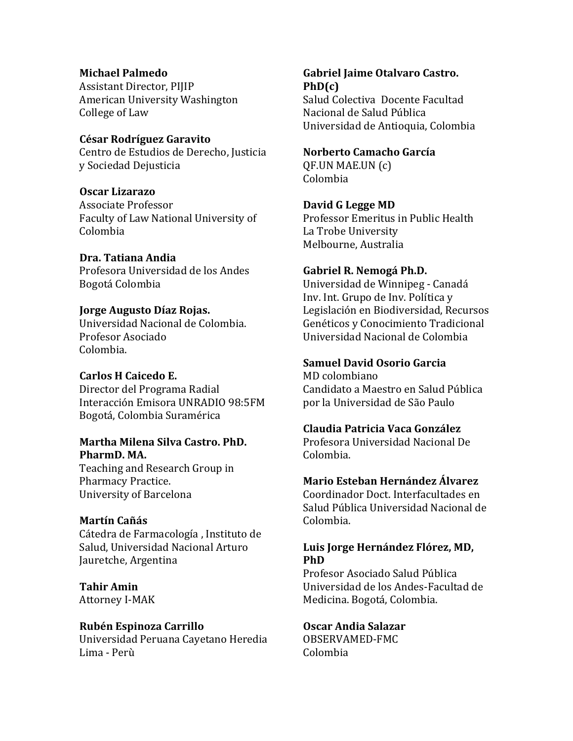**Michael Palmedo**
Assistant Director, PIJIP
American University Washington
College of Law

**César Rodríguez Garavito**
Centro de Estudios de Derecho, Justicia
y Sociedad Dejusticia

**Oscar Lizarazo**
Associate Professor
Faculty of Law National University of
Colombia

**Dra. Tatiana Andia**
Profesora Universidad de los Andes
Bogotá Colombia

**Jorge Augusto Díaz Rojas.**
Universidad Nacional de Colombia.
Profesor Asociado
Colombia.

**Carlos H Caicedo E.**
Director del Programa Radial
Interacción Emisora UNRADIO 98:5FM
Bogotá, Colombia Suramérica

**Martha Milena Silva Castro. PhD.
PharmD. MA.**
Teaching and Research Group in
Pharmacy Practice.
University of Barcelona

**Martín Cañás**
Cátedra de Farmacología , Instituto de
Salud, Universidad Nacional Arturo
Jauretche, Argentina

**Tahir Amin**
Attorney I-MAK

**Rubén Espinoza Carrillo**
Universidad Peruana Cayetano Heredia
Lima - Perù

**Gabriel Jaime Otalvaro Castro.
PhD(c)**
Salud Colectiva Docente Facultad
Nacional de Salud Pública
Universidad de Antioquia, Colombia

**Norberto Camacho García**
QF.UN MAE.UN (c)
Colombia

**David G Legge MD**
Professor Emeritus in Public Health
La Trobe University
Melbourne, Australia

**Gabriel R. Nemogá Ph.D.**
Universidad de Winnipeg - Canadá
Inv. Int. Grupo de Inv. Política y
Legislación en Biodiversidad, Recursos
Genéticos y Conocimiento Tradicional
Universidad Nacional de Colombia

**Samuel David Osorio Garcia**
MD colombiano
Candidato a Maestro en Salud Pública
por la Universidad de São Paulo

**Claudia Patricia Vaca González**
Profesora Universidad Nacional De
Colombia.

**Mario Esteban Hernández Álvarez**
Coordinador Doct. Interfacultades en
Salud Pública Universidad Nacional de
Colombia.

**Luis Jorge Hernández Flórez, MD,
PhD**
Profesor Asociado Salud Pública
Universidad de los Andes-Facultad de
Medicina. Bogotá, Colombia.

**Oscar Andia Salazar**
OBSERVAMED-FMC
Colombia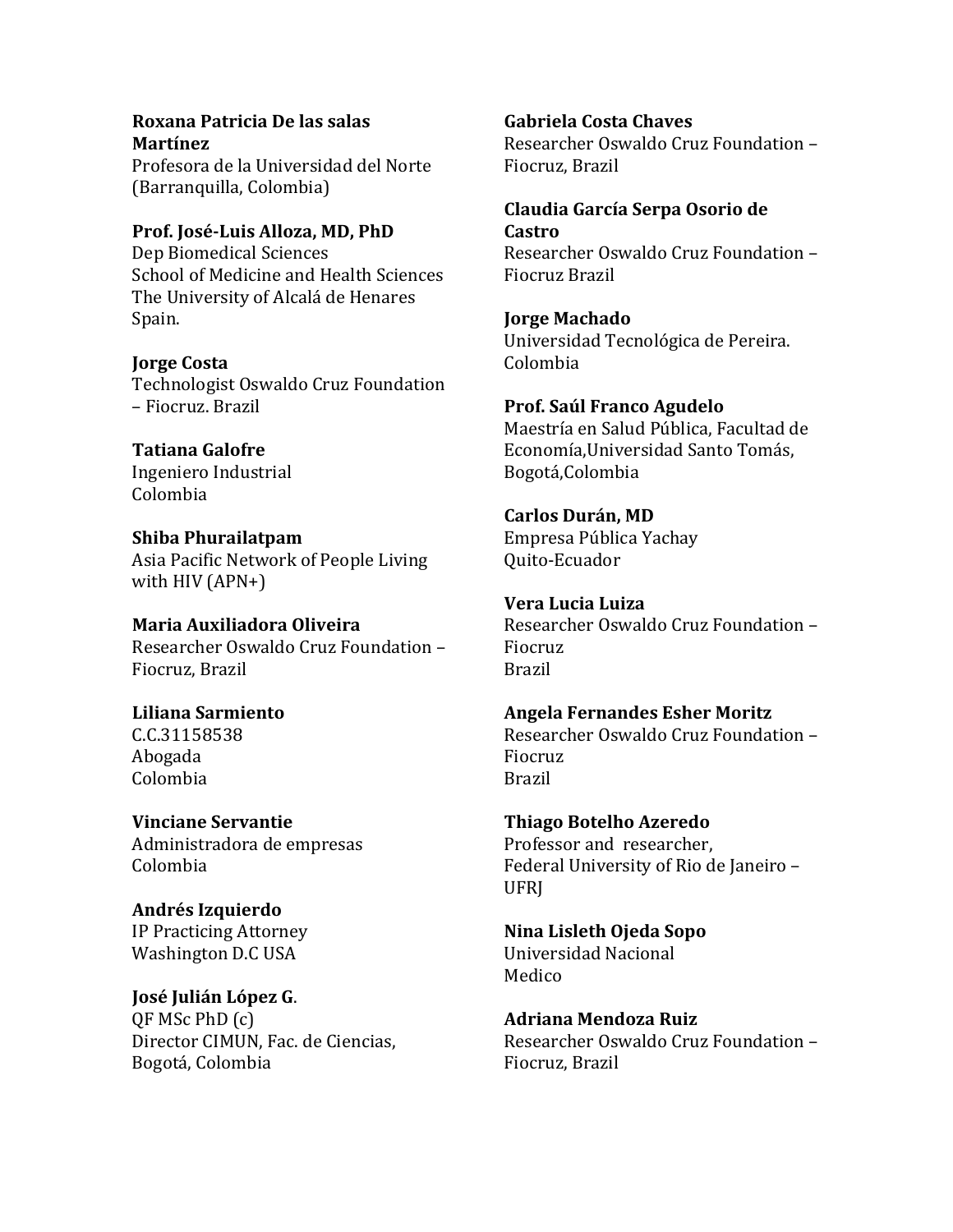**Roxana Patricia De las salas Martínez**
Profesora de la Universidad del Norte (Barranquilla, Colombia)

**Prof. José-Luis Alloza, MD, PhD**
Dep Biomedical Sciences
School of Medicine and Health Sciences
The University of Alcalá de Henares
Spain.

**Jorge Costa**
Technologist Oswaldo Cruz Foundation – Fiocruz. Brazil

**Tatiana Galofre**
Ingeniero Industrial
Colombia

**Shiba Phurailatpam**
Asia Pacific Network of People Living with HIV (APN+)

**Maria Auxiliadora Oliveira**
Researcher Oswaldo Cruz Foundation – Fiocruz, Brazil

**Liliana Sarmiento**
C.C.31158538
Abogada
Colombia

**Vinciane Servantie**
Administradora de empresas
Colombia

**Andrés Izquierdo**
IP Practicing Attorney
Washington D.C USA

**José Julián López G**.
QF MSc PhD (c)
Director CIMUN, Fac. de Ciencias, Bogotá, Colombia

**Gabriela Costa Chaves**
Researcher Oswaldo Cruz Foundation – Fiocruz, Brazil

**Claudia García Serpa Osorio de Castro**
Researcher Oswaldo Cruz Foundation – Fiocruz Brazil

**Jorge Machado**
Universidad Tecnológica de Pereira. Colombia

**Prof. Saúl Franco Agudelo**
Maestría en Salud Pública, Facultad de Economía,Universidad Santo Tomás, Bogotá,Colombia

**Carlos Durán, MD**
Empresa Pública Yachay
Quito-Ecuador

**Vera Lucia Luiza**
Researcher Oswaldo Cruz Foundation – Fiocruz
Brazil

**Angela Fernandes Esher Moritz**
Researcher Oswaldo Cruz Foundation – Fiocruz
Brazil

**Thiago Botelho Azeredo**
Professor and researcher,
Federal University of Rio de Janeiro – UFRJ

**Nina Lisleth Ojeda Sopo**
Universidad Nacional
Medico

**Adriana Mendoza Ruiz**
Researcher Oswaldo Cruz Foundation – Fiocruz, Brazil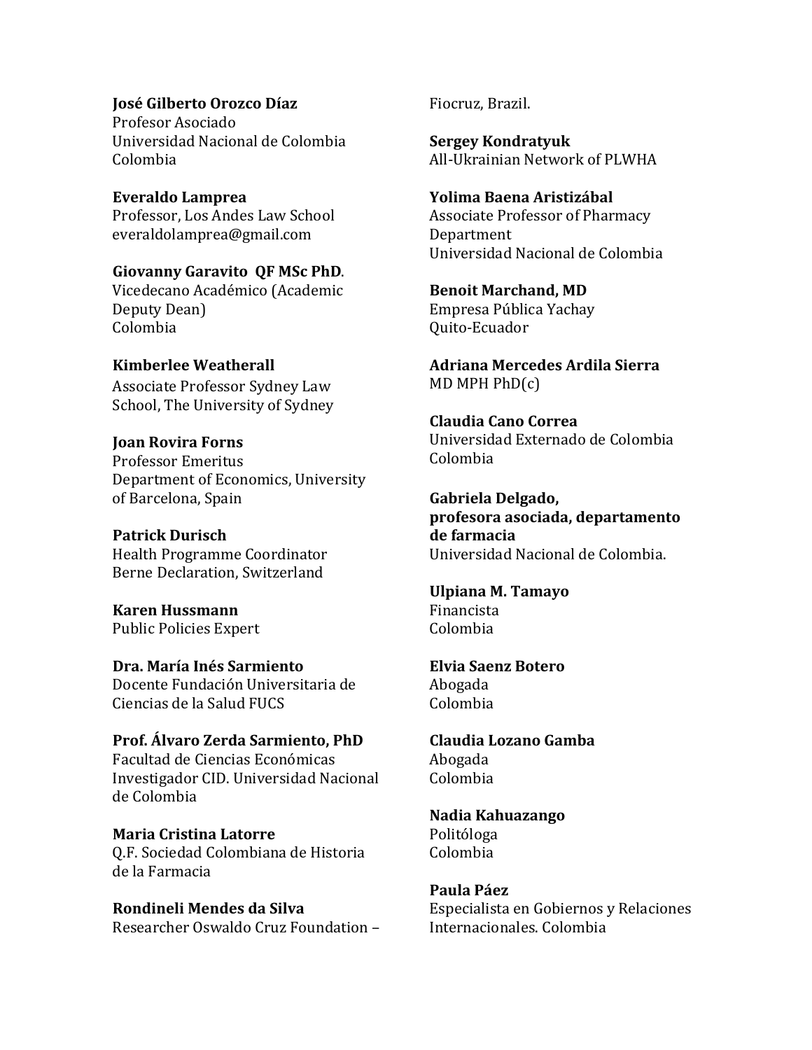**José Gilberto Orozco Díaz**
Profesor Asociado
Universidad Nacional de Colombia
Colombia

**Everaldo Lamprea**
Professor, Los Andes Law School
everaldolamprea@gmail.com

**Giovanny Garavito QF MSc PhD**.
Vicedecano Académico (Academic Deputy Dean)
Colombia

**Kimberlee Weatherall**
Associate Professor Sydney Law School, The University of Sydney

**Joan Rovira Forns**
Professor Emeritus
Department of Economics, University of Barcelona, Spain

**Patrick Durisch**
Health Programme Coordinator
Berne Declaration, Switzerland

**Karen Hussmann**
Public Policies Expert

**Dra. María Inés Sarmiento**
Docente Fundación Universitaria de Ciencias de la Salud FUCS

**Prof. Álvaro Zerda Sarmiento, PhD**
Facultad de Ciencias Económicas
Investigador CID. Universidad Nacional de Colombia

**Maria Cristina Latorre**
Q.F. Sociedad Colombiana de Historia de la Farmacia

**Rondineli Mendes da Silva**
Researcher Oswaldo Cruz Foundation – Fiocruz, Brazil.

**Sergey Kondratyuk**
All-Ukrainian Network of PLWHA

**Yolima Baena Aristizábal**
Associate Professor of Pharmacy Department
Universidad Nacional de Colombia

**Benoit Marchand, MD**
Empresa Pública Yachay
Quito-Ecuador

**Adriana Mercedes Ardila Sierra**
MD MPH PhD(c)

**Claudia Cano Correa**
Universidad Externado de Colombia
Colombia

**Gabriela Delgado,**
**profesora asociada, departamento de farmacia**
Universidad Nacional de Colombia.

**Ulpiana M. Tamayo**
Financista
Colombia

**Elvia Saenz Botero**
Abogada
Colombia

**Claudia Lozano Gamba**
Abogada
Colombia

**Nadia Kahuazango**
Politóloga
Colombia

**Paula Páez**
Especialista en Gobiernos y Relaciones Internacionales. Colombia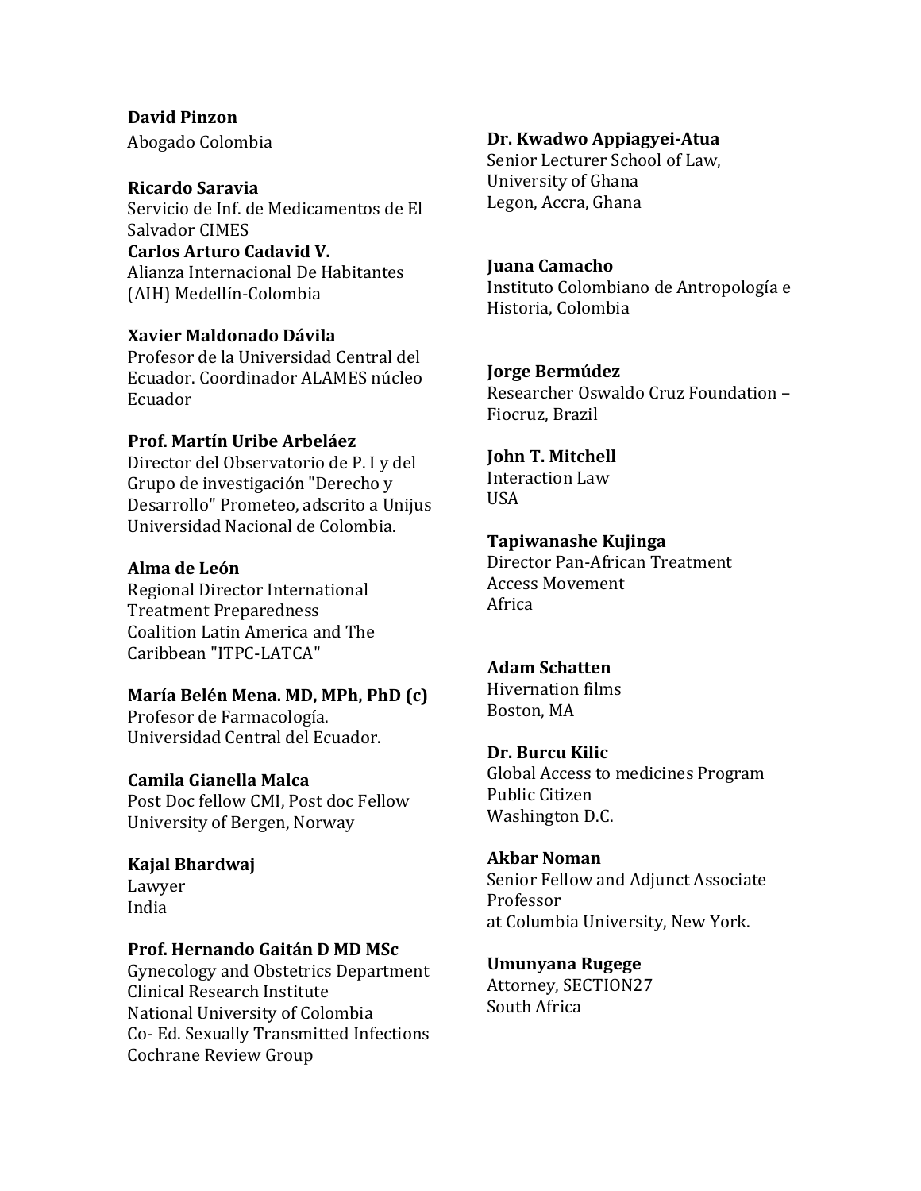**David Pinzon**
Abogado Colombia

**Ricardo Saravia**
Servicio de Inf. de Medicamentos de El Salvador CIMES

**Carlos Arturo Cadavid V.**
Alianza Internacional De Habitantes (AIH) Medellín-Colombia

**Xavier Maldonado Dávila**
Profesor de la Universidad Central del Ecuador. Coordinador ALAMES núcleo Ecuador

**Prof. Martín Uribe Arbeláez**
Director del Observatorio de P. I y del Grupo de investigación "Derecho y Desarrollo" Prometeo, adscrito a Unijus Universidad Nacional de Colombia.

**Alma de León**
Regional Director International Treatment Preparedness Coalition Latin America and The Caribbean "ITPC-LATCA"

**María Belén Mena. MD, MPh, PhD (c)**
Profesor de Farmacología.
Universidad Central del Ecuador.

**Camila Gianella Malca**
Post Doc fellow CMI, Post doc Fellow University of Bergen, Norway

**Kajal Bhardwaj**
Lawyer
India

**Prof. Hernando Gaitán D MD MSc**
Gynecology and Obstetrics Department
Clinical Research Institute
National University of Colombia
Co- Ed. Sexually Transmitted Infections Cochrane Review Group

**Dr. Kwadwo Appiagyei-Atua**
Senior Lecturer School of Law,
University of Ghana
Legon, Accra, Ghana

**Juana Camacho**
Instituto Colombiano de Antropología e Historia, Colombia

**Jorge Bermúdez**
Researcher Oswaldo Cruz Foundation – Fiocruz, Brazil

**John T. Mitchell**
Interaction Law
USA

**Tapiwanashe Kujinga**
Director Pan-African Treatment Access Movement
Africa

**Adam Schatten**
Hivernation films
Boston, MA

**Dr. Burcu Kilic**
Global Access to medicines Program
Public Citizen
Washington D.C.

**Akbar Noman**
Senior Fellow and Adjunct Associate Professor
at Columbia University, New York.

**Umunyana Rugege**
Attorney, SECTION27
South Africa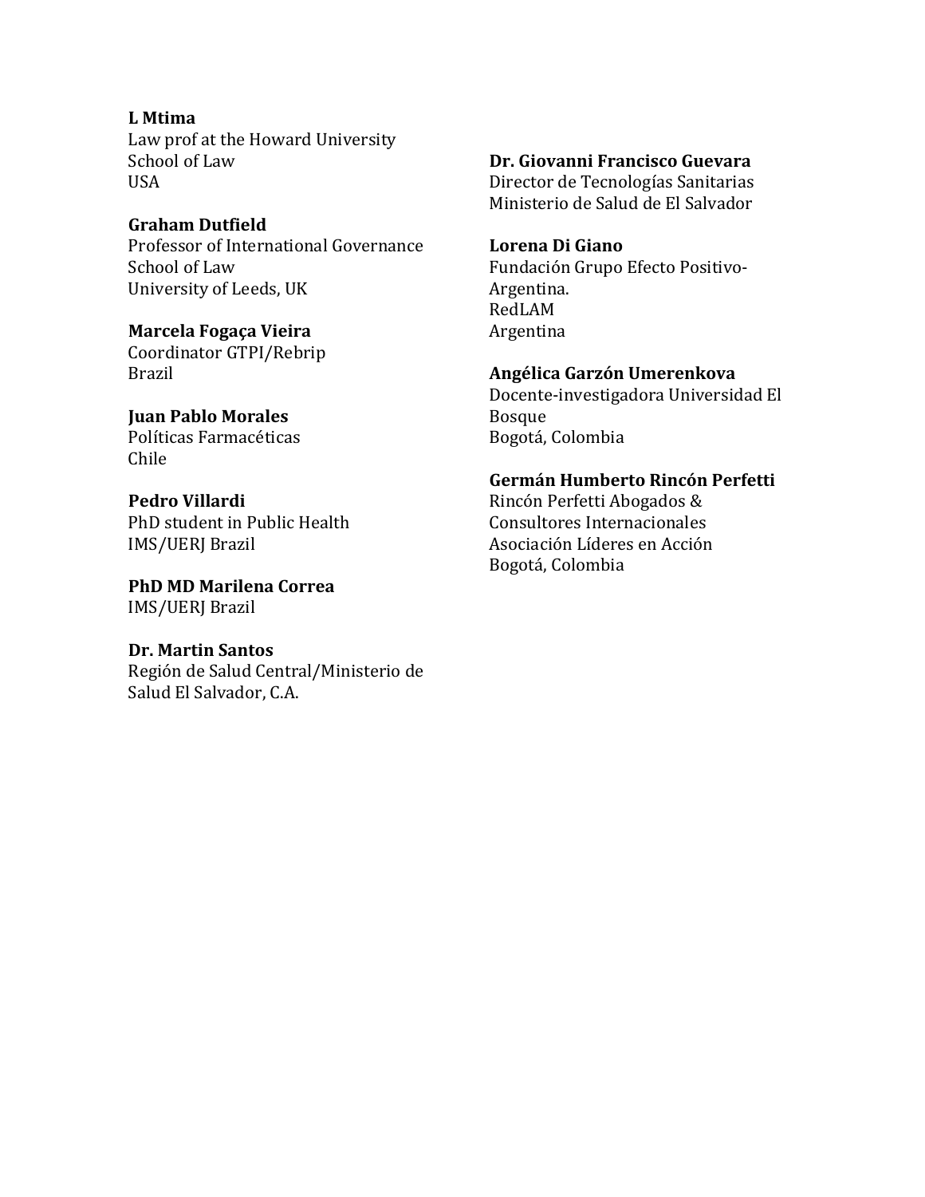**L Mtima**
Law prof at the Howard University
School of Law
USA

**Graham Dutfield**
Professor of International Governance
School of Law
University of Leeds, UK

**Marcela Fogaça Vieira**
Coordinator GTPI/Rebrip
Brazil

**Juan Pablo Morales**
Políticas Farmacéticas
Chile

**Pedro Villardi**
PhD student in Public Health
IMS/UERJ Brazil

**PhD MD Marilena Correa**
IMS/UERJ Brazil

**Dr. Martin Santos**
Región de Salud Central/Ministerio de
Salud El Salvador, C.A.

**Dr. Giovanni Francisco Guevara**
Director de Tecnologías Sanitarias
Ministerio de Salud de El Salvador

**Lorena Di Giano**
Fundación Grupo Efecto Positivo-
Argentina.
RedLAM
Argentina

**Angélica Garzón Umerenkova**
Docente-investigadora Universidad El
Bosque
Bogotá, Colombia

**Germán Humberto Rincón Perfetti**
Rincón Perfetti Abogados &
Consultores Internacionales
Asociación Líderes en Acción
Bogotá, Colombia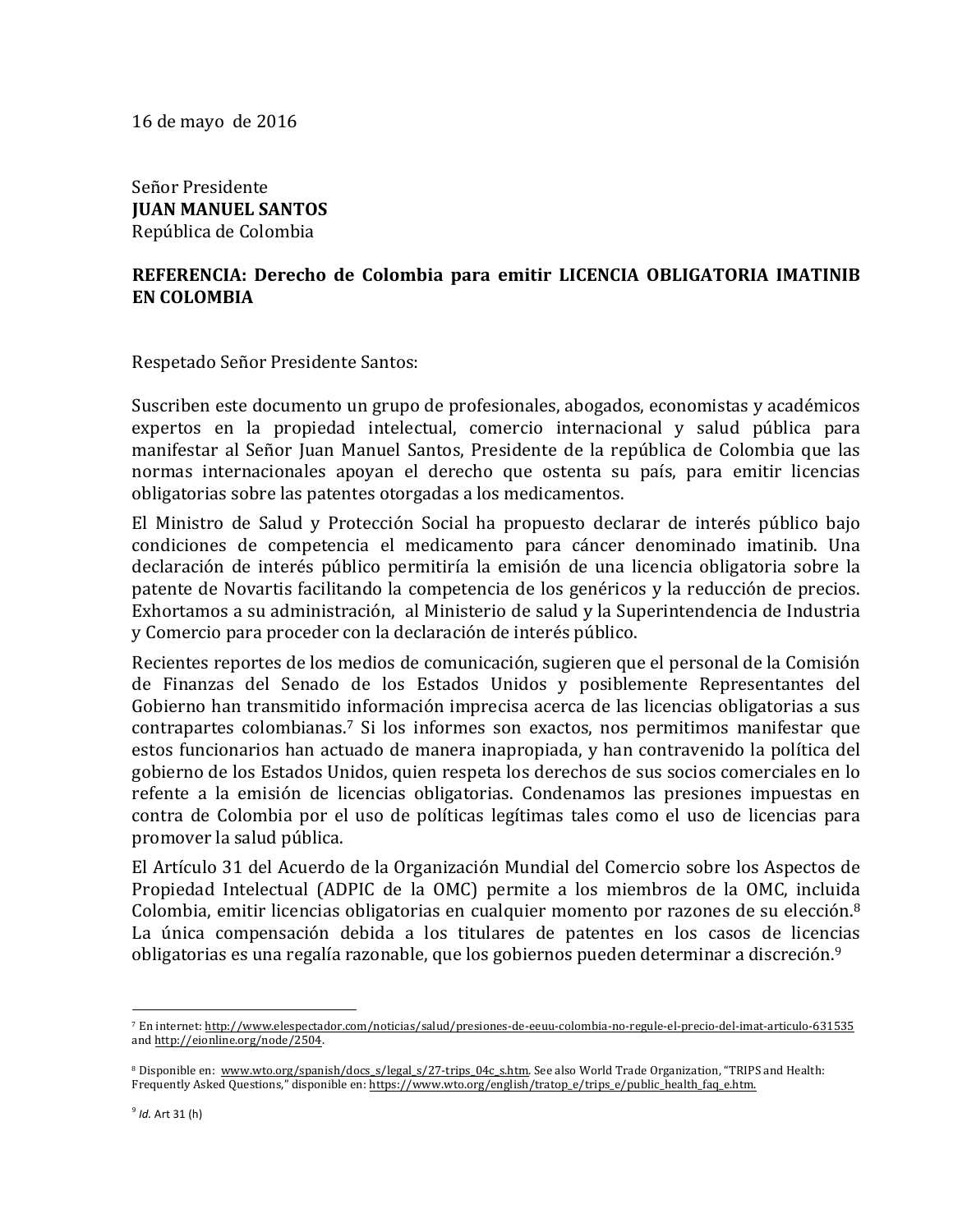16 de mayo de 2016

Señor Presidente
**JUAN MANUEL SANTOS**
República de Colombia

**REFERENCIA: Derecho de Colombia para emitir LICENCIA OBLIGATORIA IMATINIB EN COLOMBIA**

Respetado Señor Presidente Santos:

Suscriben este documento un grupo de profesionales, abogados, economistas y académicos expertos en la propiedad intelectual, comercio internacional y salud pública para manifestar al Señor Juan Manuel Santos, Presidente de la república de Colombia que las normas internacionales apoyan el derecho que ostenta su país, para emitir licencias obligatorias sobre las patentes otorgadas a los medicamentos.

El Ministro de Salud y Protección Social ha propuesto declarar de interés público bajo condiciones de competencia el medicamento para cáncer denominado imatinib. Una declaración de interés público permitiría la emisión de una licencia obligatoria sobre la patente de Novartis facilitando la competencia de los genéricos y la reducción de precios. Exhortamos a su administración, al Ministerio de salud y la Superintendencia de Industria y Comercio para proceder con la declaración de interés público.

Recientes reportes de los medios de comunicación, sugieren que el personal de la Comisión de Finanzas del Senado de los Estados Unidos y posiblemente Representantes del Gobierno han transmitido información imprecisa acerca de las licencias obligatorias a sus contrapartes colombianas.[7] Si los informes son exactos, nos permitimos manifestar que estos funcionarios han actuado de manera inapropiada, y han contravenido la política del gobierno de los Estados Unidos, quien respeta los derechos de sus socios comerciales en lo refente a la emisión de licencias obligatorias. Condenamos las presiones impuestas en contra de Colombia por el uso de políticas legítimas tales como el uso de licencias para promover la salud pública.

El Artículo 31 del Acuerdo de la Organización Mundial del Comercio sobre los Aspectos de Propiedad Intelectual (ADPIC de la OMC) permite a los miembros de la OMC, incluida Colombia, emitir licencias obligatorias en cualquier momento por razones de su elección.[8] La única compensación debida a los titulares de patentes en los casos de licencias obligatorias es una regalía razonable, que los gobiernos pueden determinar a discreción.[9]

---

[7] En internet: http://www.elespectador.com/noticias/salud/presiones-de-eeuu-colombia-no-regule-el-precio-del-imat-articulo-631535 and http://eionline.org/node/2504.

[8] Disponible en: www.wto.org/spanish/docs_s/legal_s/27-trips_04c_s.htm. See also World Trade Organization, "TRIPS and Health: Frequently Asked Questions," disponible en: https://www.wto.org/english/tratop_e/trips_e/public_health_faq_e.htm.

[9] *Id.* Art 31 (h)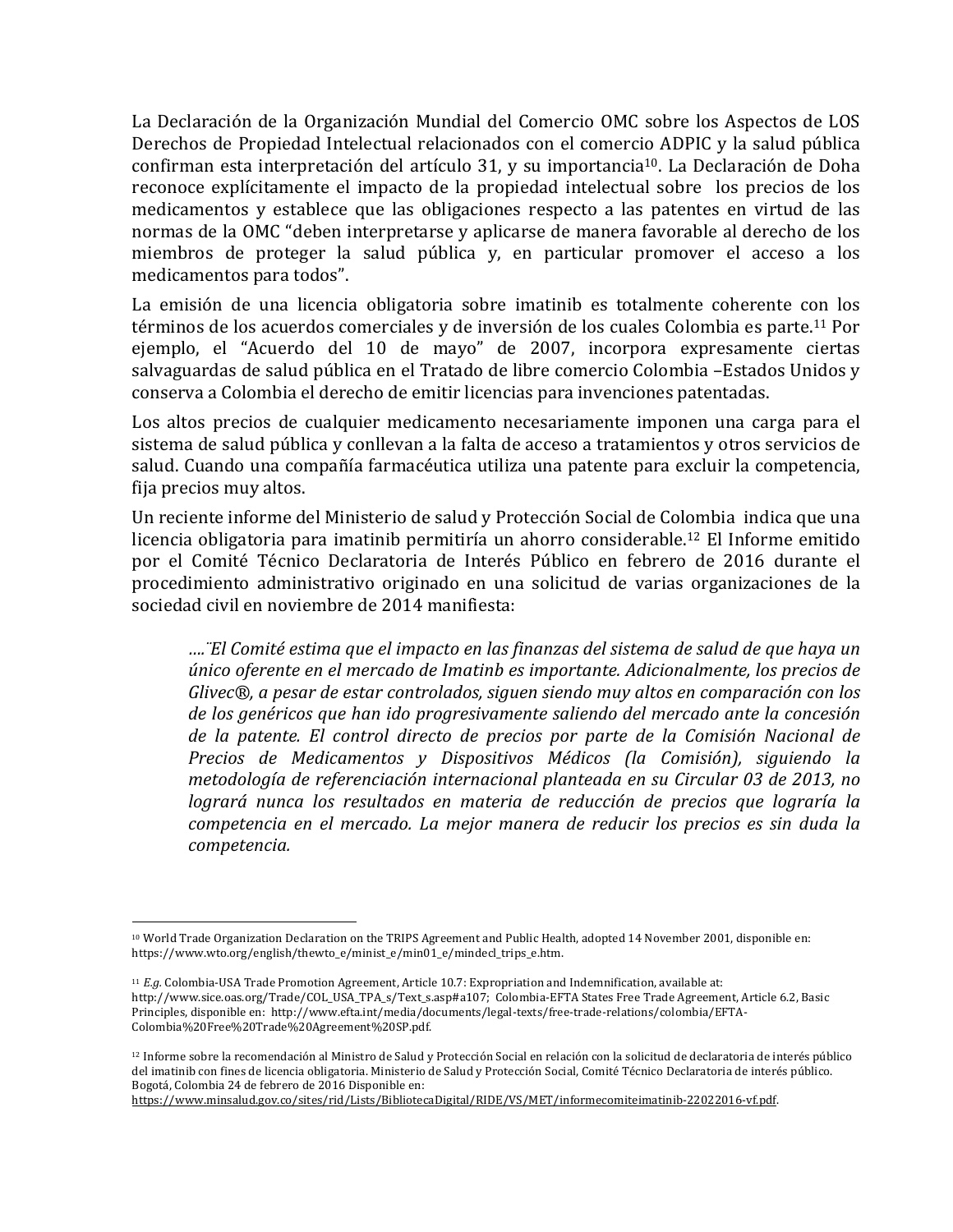La Declaración de la Organización Mundial del Comercio OMC sobre los Aspectos de LOS Derechos de Propiedad Intelectual relacionados con el comercio ADPIC y la salud pública confirman esta interpretación del artículo 31, y su importancia[10]. La Declaración de Doha reconoce explícitamente el impacto de la propiedad intelectual sobre los precios de los medicamentos y establece que las obligaciones respecto a las patentes en virtud de las normas de la OMC "deben interpretarse y aplicarse de manera favorable al derecho de los miembros de proteger la salud pública y, en particular promover el acceso a los medicamentos para todos".

La emisión de una licencia obligatoria sobre imatinib es totalmente coherente con los términos de los acuerdos comerciales y de inversión de los cuales Colombia es parte.[11] Por ejemplo, el "Acuerdo del 10 de mayo" de 2007, incorpora expresamente ciertas salvaguardas de salud pública en el Tratado de libre comercio Colombia –Estados Unidos y conserva a Colombia el derecho de emitir licencias para invenciones patentadas.

Los altos precios de cualquier medicamento necesariamente imponen una carga para el sistema de salud pública y conllevan a la falta de acceso a tratamientos y otros servicios de salud. Cuando una compañía farmacéutica utiliza una patente para excluir la competencia, fija precios muy altos.

Un reciente informe del Ministerio de salud y Protección Social de Colombia indica que una licencia obligatoria para imatinib permitiría un ahorro considerable.[12] El Informe emitido por el Comité Técnico Declaratoria de Interés Público en febrero de 2016 durante el procedimiento administrativo originado en una solicitud de varias organizaciones de la sociedad civil en noviembre de 2014 manifiesta:

> *….¨El Comité estima que el impacto en las finanzas del sistema de salud de que haya un único oferente en el mercado de Imatinb es importante. Adicionalmente, los precios de Glivec®, a pesar de estar controlados, siguen siendo muy altos en comparación con los de los genéricos que han ido progresivamente saliendo del mercado ante la concesión de la patente. El control directo de precios por parte de la Comisión Nacional de Precios de Medicamentos y Dispositivos Médicos (la Comisión), siguiendo la metodología de referenciación internacional planteada en su Circular 03 de 2013, no logrará nunca los resultados en materia de reducción de precios que lograría la competencia en el mercado. La mejor manera de reducir los precios es sin duda la competencia.*

---

[10] World Trade Organization Declaration on the TRIPS Agreement and Public Health, adopted 14 November 2001, disponible en: https://www.wto.org/english/thewto_e/minist_e/min01_e/mindecl_trips_e.htm.

[11] *E.g.* Colombia-USA Trade Promotion Agreement, Article 10.7: Expropriation and Indemnification, available at: http://www.sice.oas.org/Trade/COL_USA_TPA_s/Text_s.asp#a107; Colombia-EFTA States Free Trade Agreement, Article 6.2, Basic Principles, disponible en: http://www.efta.int/media/documents/legal-texts/free-trade-relations/colombia/EFTA-Colombia%20Free%20Trade%20Agreement%20SP.pdf.

[12] Informe sobre la recomendación al Ministro de Salud y Protección Social en relación con la solicitud de declaratoria de interés público del imatinib con fines de licencia obligatoria. Ministerio de Salud y Protección Social, Comité Técnico Declaratoria de interés público. Bogotá, Colombia 24 de febrero de 2016 Disponible en: https://www.minsalud.gov.co/sites/rid/Lists/BibliotecaDigital/RIDE/VS/MET/informecomiteimatinib-22022016-vf.pdf.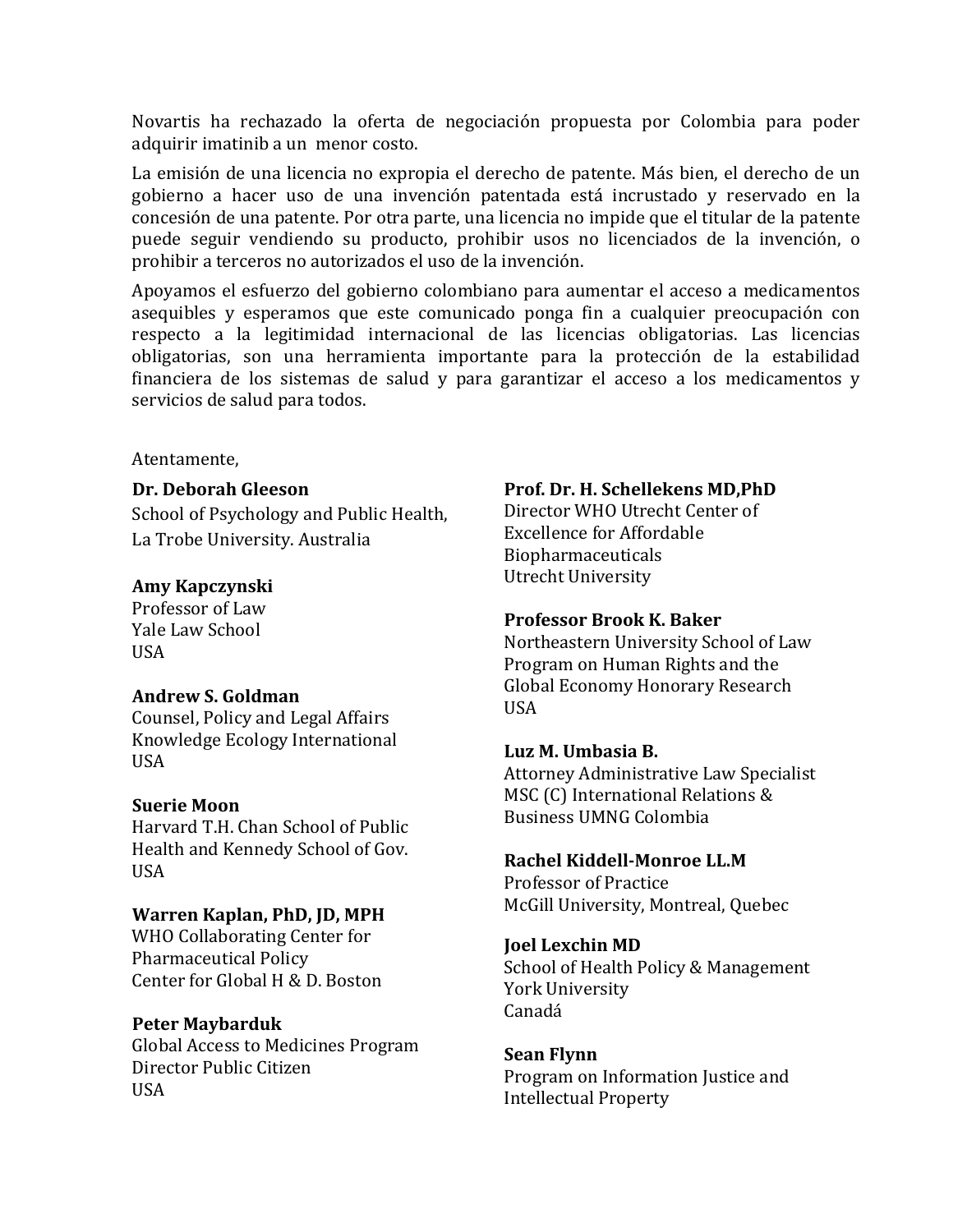Novartis ha rechazado la oferta de negociación propuesta por Colombia para poder adquirir imatinib a un menor costo.

La emisión de una licencia no expropia el derecho de patente. Más bien, el derecho de un gobierno a hacer uso de una invención patentada está incrustado y reservado en la concesión de una patente. Por otra parte, una licencia no impide que el titular de la patente puede seguir vendiendo su producto, prohibir usos no licenciados de la invención, o prohibir a terceros no autorizados el uso de la invención.

Apoyamos el esfuerzo del gobierno colombiano para aumentar el acceso a medicamentos asequibles y esperamos que este comunicado ponga fin a cualquier preocupación con respecto a la legitimidad internacional de las licencias obligatorias. Las licencias obligatorias, son una herramienta importante para la protección de la estabilidad financiera de los sistemas de salud y para garantizar el acceso a los medicamentos y servicios de salud para todos.

Atentamente,

**Dr. Deborah Gleeson**
School of Psychology and Public Health,
La Trobe University. Australia

**Amy Kapczynski**
Professor of Law
Yale Law School
USA

**Andrew S. Goldman**
Counsel, Policy and Legal Affairs
Knowledge Ecology International
USA

**Suerie Moon**
Harvard T.H. Chan School of Public Health and Kennedy School of Gov.
USA

**Warren Kaplan, PhD, JD, MPH**
WHO Collaborating Center for Pharmaceutical Policy
Center for Global H & D. Boston

**Peter Maybarduk**
Global Access to Medicines Program
Director Public Citizen
USA

**Prof. Dr. H. Schellekens MD,PhD**
Director WHO Utrecht Center of Excellence for Affordable Biopharmaceuticals
Utrecht University

**Professor Brook K. Baker**
Northeastern University School of Law
Program on Human Rights and the Global Economy Honorary Research
USA

**Luz M. Umbasia B.**
Attorney Administrative Law Specialist
MSC (C) International Relations & Business UMNG Colombia

**Rachel Kiddell-Monroe LL.M**
Professor of Practice
McGill University, Montreal, Quebec

**Joel Lexchin MD**
School of Health Policy & Management
York University
Canadá

**Sean Flynn**
Program on Information Justice and Intellectual Property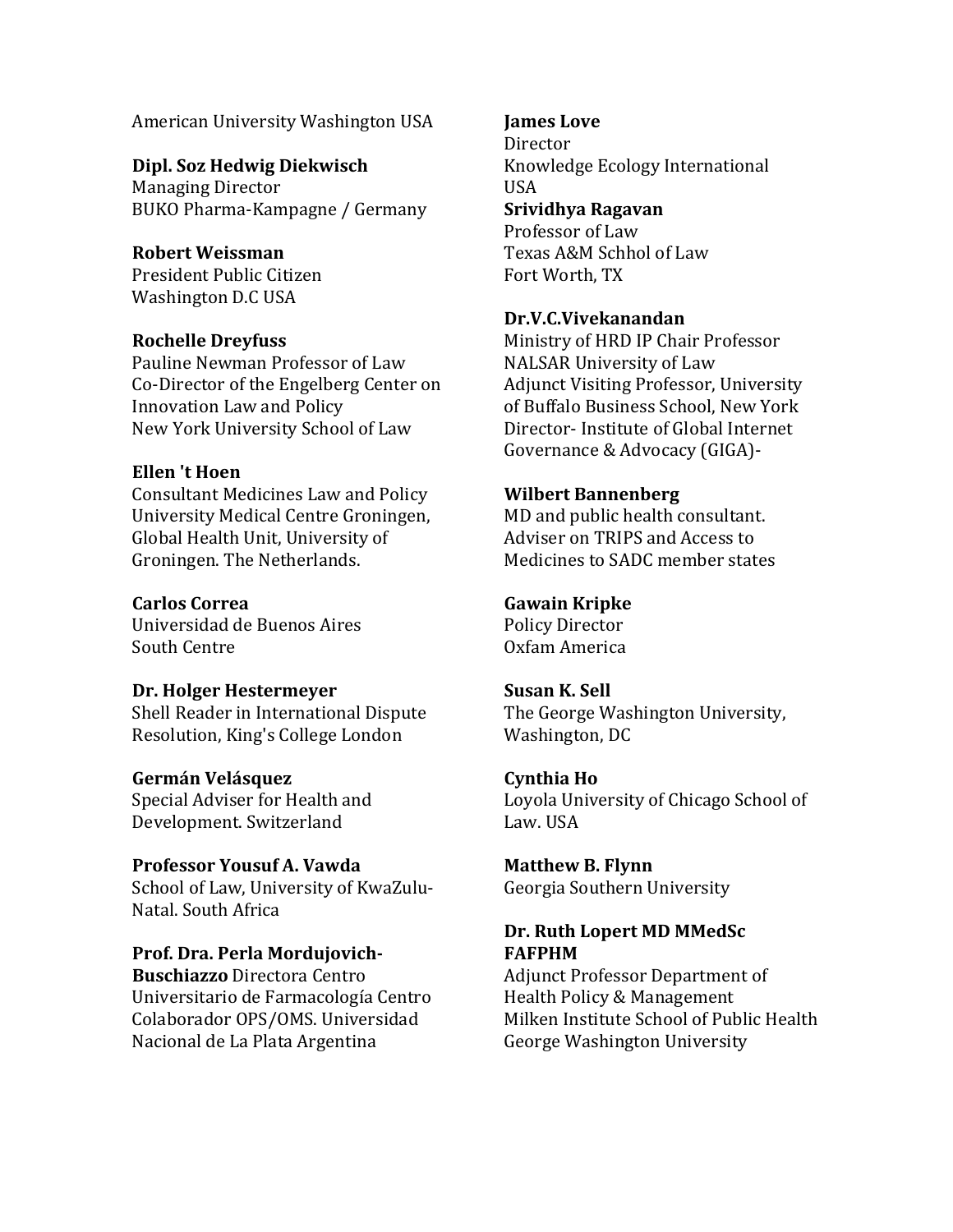American University Washington USA

**Dipl. Soz Hedwig Diekwisch**
Managing Director
BUKO Pharma-Kampagne / Germany

**Robert Weissman**
President Public Citizen
Washington D.C USA

**Rochelle Dreyfuss**
Pauline Newman Professor of Law
Co-Director of the Engelberg Center on Innovation Law and Policy
New York University School of Law

**Ellen 't Hoen**
Consultant Medicines Law and Policy
University Medical Centre Groningen, Global Health Unit, University of Groningen. The Netherlands.

**Carlos Correa**
Universidad de Buenos Aires
South Centre

**Dr. Holger Hestermeyer**
Shell Reader in International Dispute Resolution, King's College London

**Germán Velásquez**
Special Adviser for Health and Development. Switzerland

**Professor Yousuf A. Vawda**
School of Law, University of KwaZulu-Natal. South Africa

**Prof. Dra. Perla Mordujovich-Buschiazzo** Directora Centro Universitario de Farmacología Centro Colaborador OPS/OMS. Universidad Nacional de La Plata Argentina

**James Love**
Director
Knowledge Ecology International
USA

**Srividhya Ragavan**
Professor of Law
Texas A&M Schhol of Law
Fort Worth, TX

**Dr.V.C.Vivekanandan**
Ministry of HRD IP Chair Professor
NALSAR University of Law
Adjunct Visiting Professor, University of Buffalo Business School, New York
Director- Institute of Global Internet Governance & Advocacy (GIGA)-

**Wilbert Bannenberg**
MD and public health consultant.
Adviser on TRIPS and Access to Medicines to SADC member states

**Gawain Kripke**
Policy Director
Oxfam America

**Susan K. Sell**
The George Washington University, Washington, DC

**Cynthia Ho**
Loyola University of Chicago School of Law. USA

**Matthew B. Flynn**
Georgia Southern University

**Dr. Ruth Lopert MD MMedSc FAFPHM**
Adjunct Professor Department of Health Policy & Management
Milken Institute School of Public Health
George Washington University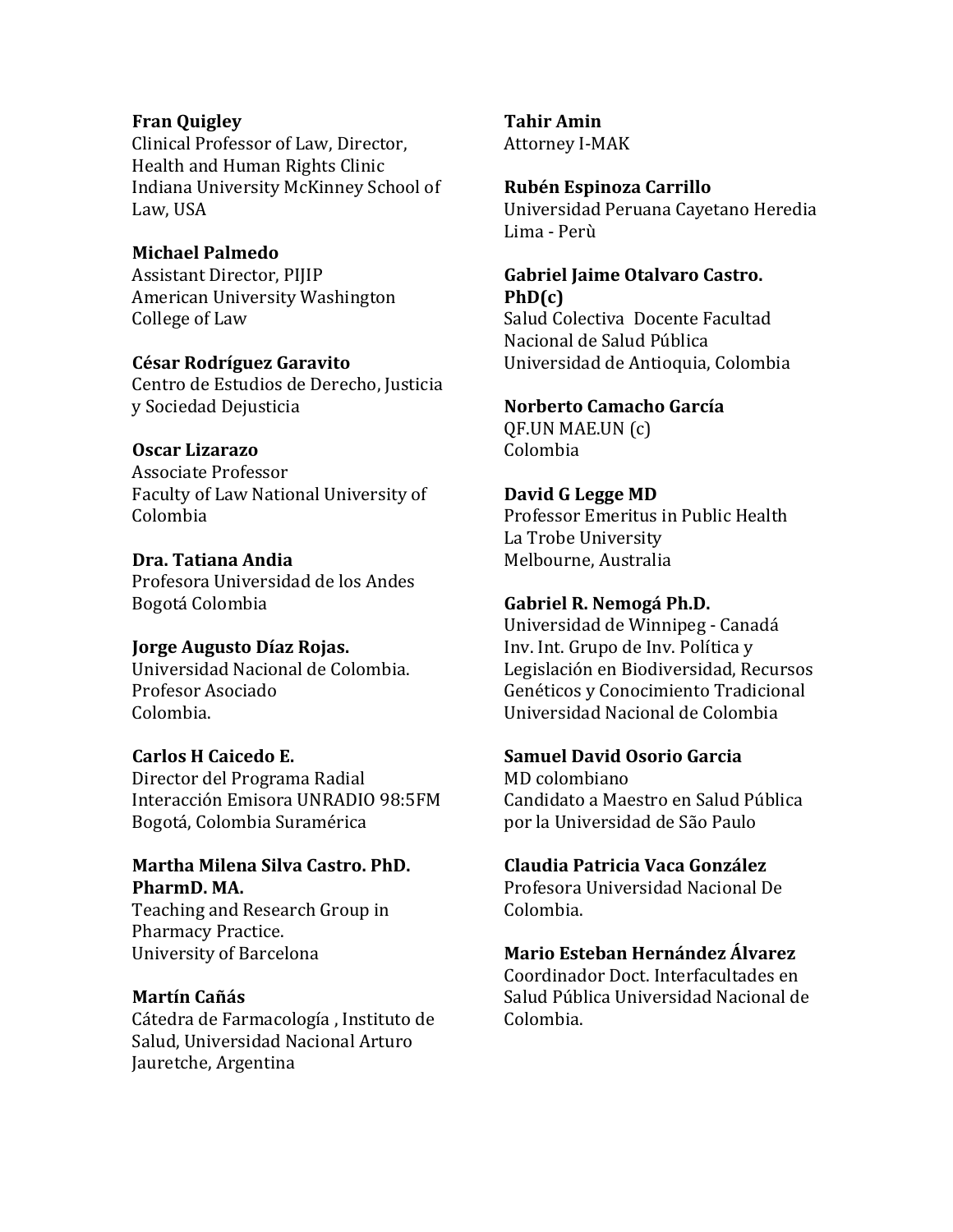**Fran Quigley**
Clinical Professor of Law, Director, Health and Human Rights Clinic
Indiana University McKinney School of Law, USA

**Michael Palmedo**
Assistant Director, PIJIP
American University Washington College of Law

**César Rodríguez Garavito**
Centro de Estudios de Derecho, Justicia y Sociedad Dejusticia

**Oscar Lizarazo**
Associate Professor
Faculty of Law National University of Colombia

**Dra. Tatiana Andia**
Profesora Universidad de los Andes
Bogotá Colombia

**Jorge Augusto Díaz Rojas.**
Universidad Nacional de Colombia.
Profesor Asociado
Colombia.

**Carlos H Caicedo E.**
Director del Programa Radial Interacción Emisora UNRADIO 98:5FM
Bogotá, Colombia Suramérica

**Martha Milena Silva Castro. PhD. PharmD. MA.**
Teaching and Research Group in Pharmacy Practice.
University of Barcelona

**Martín Cañás**
Cátedra de Farmacología , Instituto de Salud, Universidad Nacional Arturo Jauretche, Argentina

**Tahir Amin**
Attorney I-MAK

**Rubén Espinoza Carrillo**
Universidad Peruana Cayetano Heredia
Lima - Perù

**Gabriel Jaime Otalvaro Castro. PhD(c)**
Salud Colectiva Docente Facultad Nacional de Salud Pública
Universidad de Antioquia, Colombia

**Norberto Camacho García**
QF.UN MAE.UN (c)
Colombia

**David G Legge MD**
Professor Emeritus in Public Health
La Trobe University
Melbourne, Australia

**Gabriel R. Nemogá Ph.D.**
Universidad de Winnipeg - Canadá
Inv. Int. Grupo de Inv. Política y Legislación en Biodiversidad, Recursos Genéticos y Conocimiento Tradicional
Universidad Nacional de Colombia

**Samuel David Osorio Garcia**
MD colombiano
Candidato a Maestro en Salud Pública por la Universidad de São Paulo

**Claudia Patricia Vaca González**
Profesora Universidad Nacional De Colombia.

**Mario Esteban Hernández Álvarez**
Coordinador Doct. Interfacultades en Salud Pública Universidad Nacional de Colombia.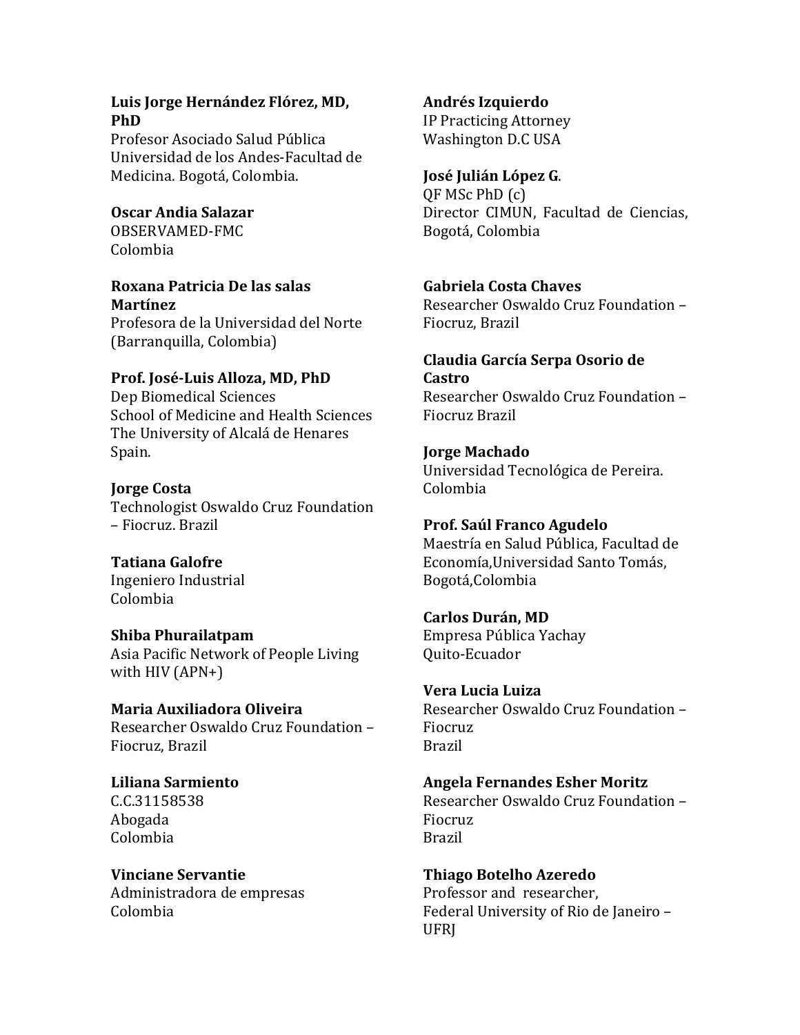**Luis Jorge Hernández Flórez, MD, PhD**
Profesor Asociado Salud Pública
Universidad de los Andes-Facultad de Medicina. Bogotá, Colombia.

**Oscar Andia Salazar**
OBSERVAMED-FMC
Colombia

**Roxana Patricia De las salas Martínez**
Profesora de la Universidad del Norte (Barranquilla, Colombia)

**Prof. José-Luis Alloza, MD, PhD**
Dep Biomedical Sciences
School of Medicine and Health Sciences
The University of Alcalá de Henares
Spain.

**Jorge Costa**
Technologist Oswaldo Cruz Foundation – Fiocruz. Brazil

**Tatiana Galofre**
Ingeniero Industrial
Colombia

**Shiba Phurailatpam**
Asia Pacific Network of People Living with HIV (APN+)

**Maria Auxiliadora Oliveira**
Researcher Oswaldo Cruz Foundation – Fiocruz, Brazil

**Liliana Sarmiento**
C.C.31158538
Abogada
Colombia

**Vinciane Servantie**
Administradora de empresas
Colombia

**Andrés Izquierdo**
IP Practicing Attorney
Washington D.C USA

**José Julián López G**.
QF MSc PhD (c)
Director CIMUN, Facultad de Ciencias, Bogotá, Colombia

**Gabriela Costa Chaves**
Researcher Oswaldo Cruz Foundation – Fiocruz, Brazil

**Claudia García Serpa Osorio de Castro**
Researcher Oswaldo Cruz Foundation – Fiocruz Brazil

**Jorge Machado**
Universidad Tecnológica de Pereira. Colombia

**Prof. Saúl Franco Agudelo**
Maestría en Salud Pública, Facultad de Economía,Universidad Santo Tomás, Bogotá,Colombia

**Carlos Durán, MD**
Empresa Pública Yachay
Quito-Ecuador

**Vera Lucia Luiza**
Researcher Oswaldo Cruz Foundation – Fiocruz
Brazil

**Angela Fernandes Esher Moritz**
Researcher Oswaldo Cruz Foundation – Fiocruz
Brazil

**Thiago Botelho Azeredo**
Professor and researcher,
Federal University of Rio de Janeiro – UFRJ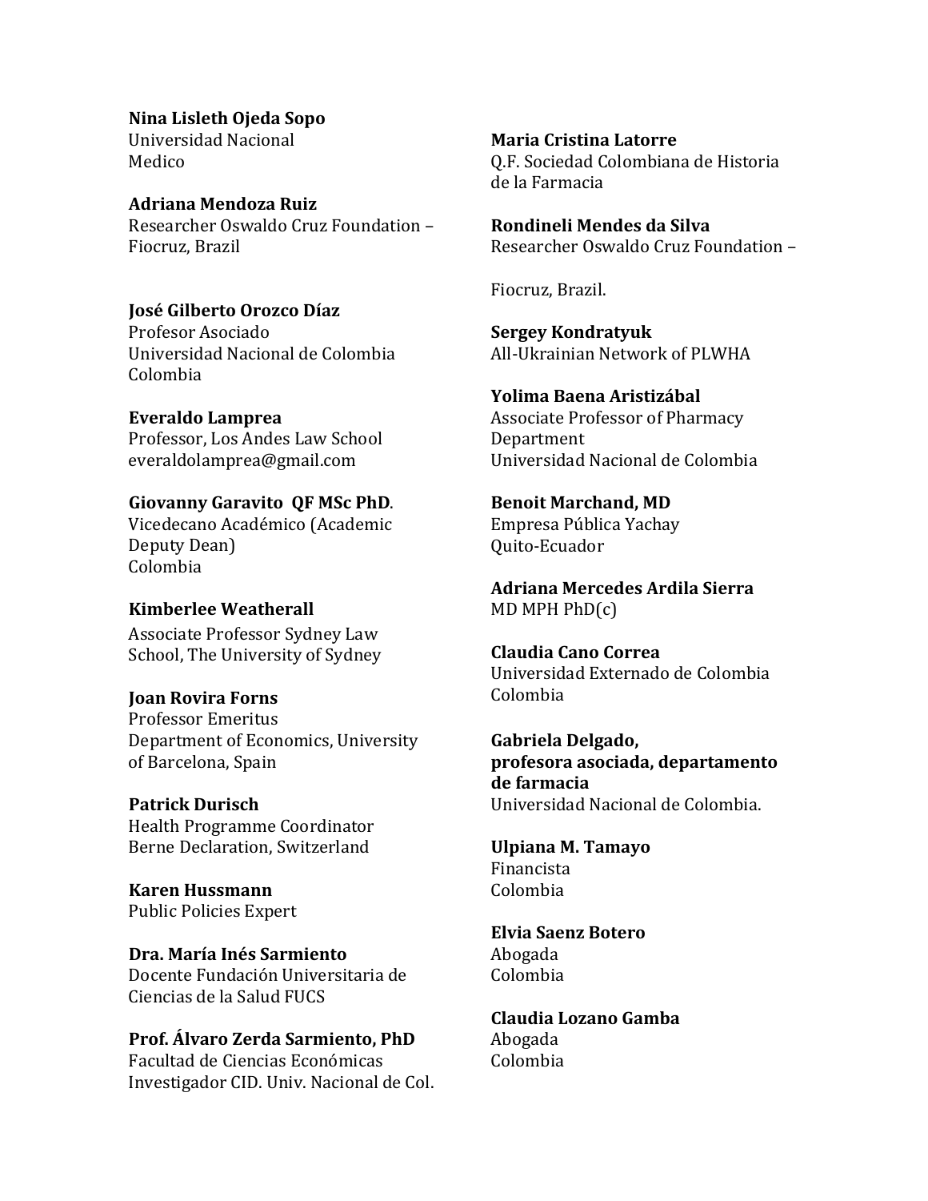**Nina Lisleth Ojeda Sopo**
Universidad Nacional
Medico

**Adriana Mendoza Ruiz**
Researcher Oswaldo Cruz Foundation – Fiocruz, Brazil

**José Gilberto Orozco Díaz**
Profesor Asociado
Universidad Nacional de Colombia
Colombia

**Everaldo Lamprea**
Professor, Los Andes Law School
everaldolamprea@gmail.com

**Giovanny Garavito QF MSc PhD**.
Vicedecano Académico (Academic Deputy Dean)
Colombia

**Kimberlee Weatherall**
Associate Professor Sydney Law School, The University of Sydney

**Joan Rovira Forns**
Professor Emeritus
Department of Economics, University of Barcelona, Spain

**Patrick Durisch**
Health Programme Coordinator
Berne Declaration, Switzerland

**Karen Hussmann**
Public Policies Expert

**Dra. María Inés Sarmiento**
Docente Fundación Universitaria de Ciencias de la Salud FUCS

**Prof. Álvaro Zerda Sarmiento, PhD**
Facultad de Ciencias Económicas
Investigador CID. Univ. Nacional de Col.

**Maria Cristina Latorre**
Q.F. Sociedad Colombiana de Historia de la Farmacia

**Rondineli Mendes da Silva**
Researcher Oswaldo Cruz Foundation –

Fiocruz, Brazil.

**Sergey Kondratyuk**
All-Ukrainian Network of PLWHA

**Yolima Baena Aristizábal**
Associate Professor of Pharmacy Department
Universidad Nacional de Colombia

**Benoit Marchand, MD**
Empresa Pública Yachay
Quito-Ecuador

**Adriana Mercedes Ardila Sierra**
MD MPH PhD(c)

**Claudia Cano Correa**
Universidad Externado de Colombia
Colombia

**Gabriela Delgado,**
**profesora asociada, departamento de farmacia**
Universidad Nacional de Colombia.

**Ulpiana M. Tamayo**
Financista
Colombia

**Elvia Saenz Botero**
Abogada
Colombia

**Claudia Lozano Gamba**
Abogada
Colombia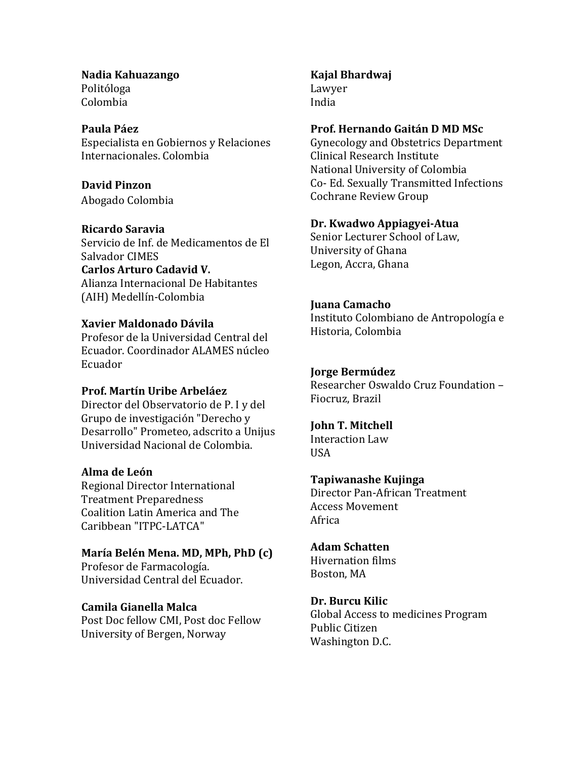**Nadia Kahuazango**
Politóloga
Colombia

**Paula Páez**
Especialista en Gobiernos y Relaciones Internacionales. Colombia

**David Pinzon**
Abogado Colombia

**Ricardo Saravia**
Servicio de Inf. de Medicamentos de El Salvador CIMES

**Carlos Arturo Cadavid V.**
Alianza Internacional De Habitantes (AIH) Medellín-Colombia

**Xavier Maldonado Dávila**
Profesor de la Universidad Central del Ecuador. Coordinador ALAMES núcleo Ecuador

**Prof. Martín Uribe Arbeláez**
Director del Observatorio de P. I y del Grupo de investigación "Derecho y Desarrollo" Prometeo, adscrito a Unijus Universidad Nacional de Colombia.

**Alma de León**
Regional Director International Treatment Preparedness Coalition Latin America and The Caribbean "ITPC-LATCA"

**María Belén Mena. MD, MPh, PhD (c)**
Profesor de Farmacología.
Universidad Central del Ecuador.

**Camila Gianella Malca**
Post Doc fellow CMI, Post doc Fellow University of Bergen, Norway

**Kajal Bhardwaj**
Lawyer
India

**Prof. Hernando Gaitán D MD MSc**
Gynecology and Obstetrics Department
Clinical Research Institute
National University of Colombia
Co- Ed. Sexually Transmitted Infections Cochrane Review Group

**Dr. Kwadwo Appiagyei-Atua**
Senior Lecturer School of Law,
University of Ghana
Legon, Accra, Ghana

**Juana Camacho**
Instituto Colombiano de Antropología e Historia, Colombia

**Jorge Bermúdez**
Researcher Oswaldo Cruz Foundation – Fiocruz, Brazil

**John T. Mitchell**
Interaction Law
USA

**Tapiwanashe Kujinga**
Director Pan-African Treatment Access Movement
Africa

**Adam Schatten**
Hivernation films
Boston, MA

**Dr. Burcu Kilic**
Global Access to medicines Program
Public Citizen
Washington D.C.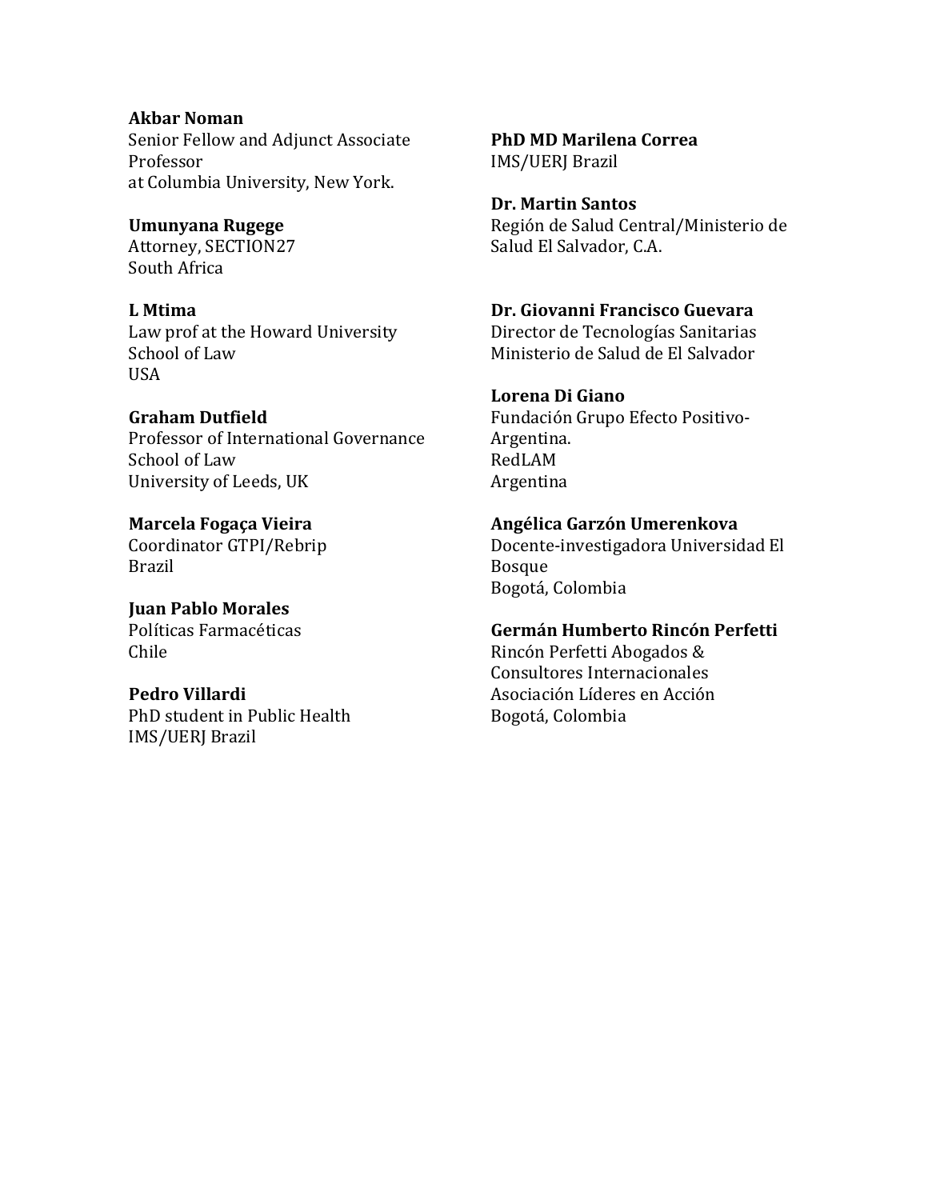**Akbar Noman**
Senior Fellow and Adjunct Associate Professor
at Columbia University, New York.

**Umunyana Rugege**
Attorney, SECTION27
South Africa

**L Mtima**
Law prof at the Howard University School of Law
USA

**Graham Dutfield**
Professor of International Governance
School of Law
University of Leeds, UK

**Marcela Fogaça Vieira**
Coordinator GTPI/Rebrip
Brazil

**Juan Pablo Morales**
Políticas Farmacéticas
Chile

**Pedro Villardi**
PhD student in Public Health
IMS/UERJ Brazil

**PhD MD Marilena Correa**
IMS/UERJ Brazil

**Dr. Martin Santos**
Región de Salud Central/Ministerio de Salud El Salvador, C.A.

**Dr. Giovanni Francisco Guevara**
Director de Tecnologías Sanitarias
Ministerio de Salud de El Salvador

**Lorena Di Giano**
Fundación Grupo Efecto Positivo-Argentina.
RedLAM
Argentina

**Angélica Garzón Umerenkova**
Docente-investigadora Universidad El Bosque
Bogotá, Colombia

**Germán Humberto Rincón Perfetti**
Rincón Perfetti Abogados & Consultores Internacionales
Asociación Líderes en Acción
Bogotá, Colombia